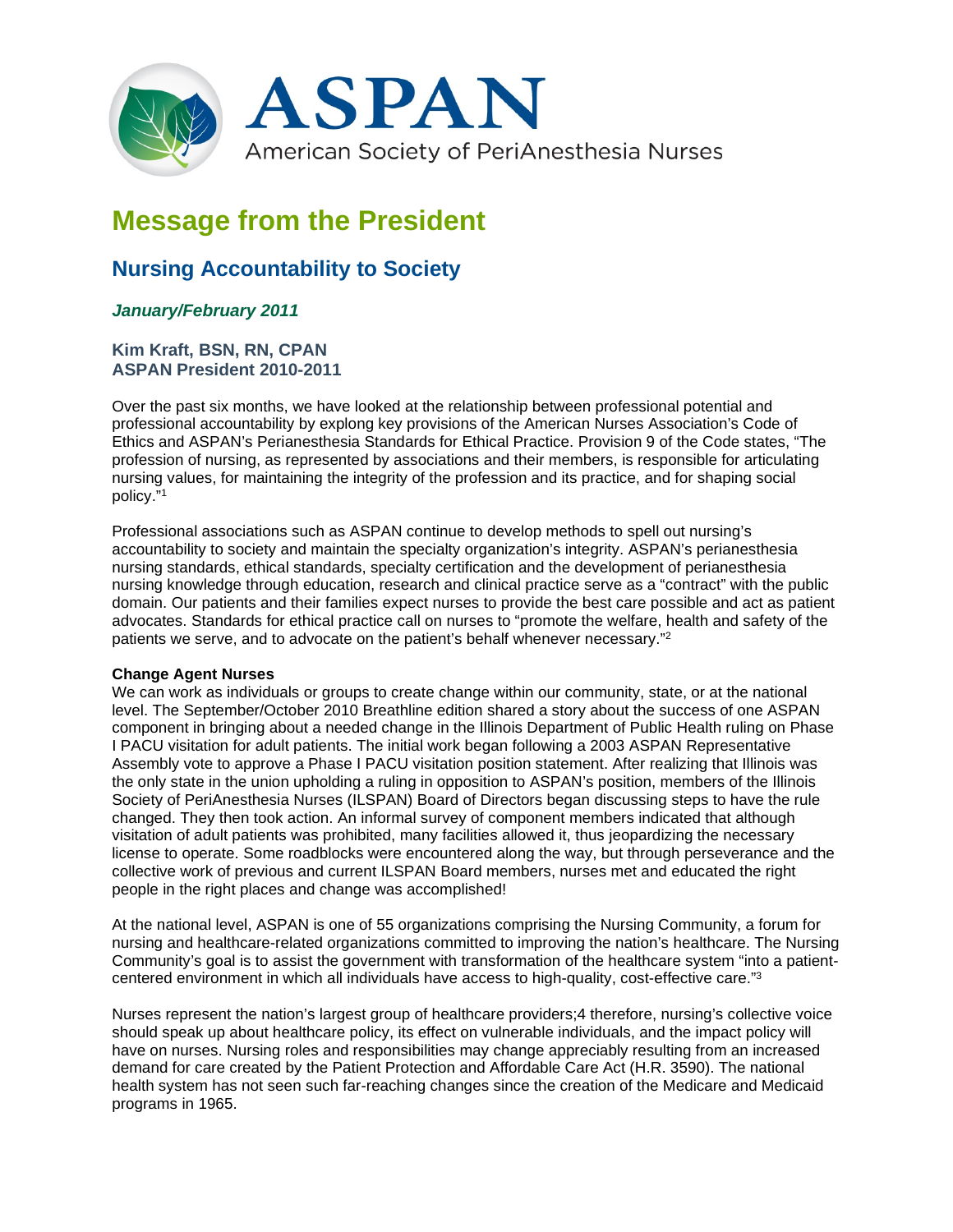ASPAN

American Society of PeriAnesthesia Nurses

# Message from the President

## Nursing Accountability to Society

***January/February 2011***

**Kim Kraft, BSN, RN, CPAN**
**ASPAN President 2010-2011**

Over the past six months, we have looked at the relationship between professional potential and professional accountability by explong key provisions of the American Nurses Association's Code of Ethics and ASPAN's Perianesthesia Standards for Ethical Practice. Provision 9 of the Code states, "The profession of nursing, as represented by associations and their members, is responsible for articulating nursing values, for maintaining the integrity of the profession and its practice, and for shaping social policy."[1]

Professional associations such as ASPAN continue to develop methods to spell out nursing's accountability to society and maintain the specialty organization's integrity. ASPAN's perianesthesia nursing standards, ethical standards, specialty certification and the development of perianesthesia nursing knowledge through education, research and clinical practice serve as a "contract" with the public domain. Our patients and their families expect nurses to provide the best care possible and act as patient advocates. Standards for ethical practice call on nurses to "promote the welfare, health and safety of the patients we serve, and to advocate on the patient's behalf whenever necessary."[2]

**Change Agent Nurses**
We can work as individuals or groups to create change within our community, state, or at the national level. The September/October 2010 Breathline edition shared a story about the success of one ASPAN component in bringing about a needed change in the Illinois Department of Public Health ruling on Phase I PACU visitation for adult patients. The initial work began following a 2003 ASPAN Representative Assembly vote to approve a Phase I PACU visitation position statement. After realizing that Illinois was the only state in the union upholding a ruling in opposition to ASPAN's position, members of the Illinois Society of PeriAnesthesia Nurses (ILSPAN) Board of Directors began discussing steps to have the rule changed. They then took action. An informal survey of component members indicated that although visitation of adult patients was prohibited, many facilities allowed it, thus jeopardizing the necessary license to operate. Some roadblocks were encountered along the way, but through perseverance and the collective work of previous and current ILSPAN Board members, nurses met and educated the right people in the right places and change was accomplished!

At the national level, ASPAN is one of 55 organizations comprising the Nursing Community, a forum for nursing and healthcare-related organizations committed to improving the nation's healthcare. The Nursing Community's goal is to assist the government with transformation of the healthcare system "into a patient-centered environment in which all individuals have access to high-quality, cost-effective care."[3]

Nurses represent the nation's largest group of healthcare providers;4 therefore, nursing's collective voice should speak up about healthcare policy, its effect on vulnerable individuals, and the impact policy will have on nurses. Nursing roles and responsibilities may change appreciably resulting from an increased demand for care created by the Patient Protection and Affordable Care Act (H.R. 3590). The national health system has not seen such far-reaching changes since the creation of the Medicare and Medicaid programs in 1965.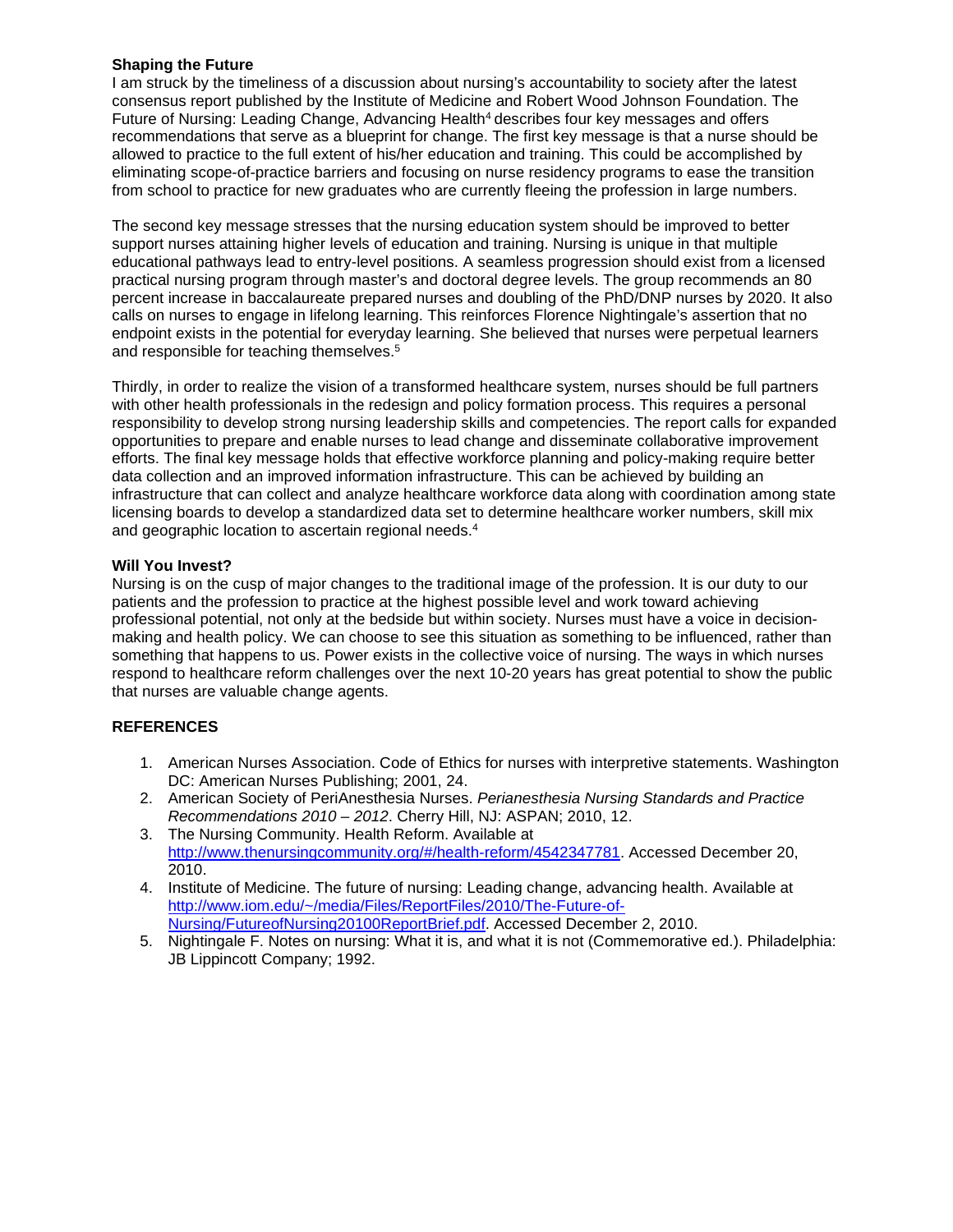**Shaping the Future**

I am struck by the timeliness of a discussion about nursing's accountability to society after the latest consensus report published by the Institute of Medicine and Robert Wood Johnson Foundation. The Future of Nursing: Leading Change, Advancing Health[4] describes four key messages and offers recommendations that serve as a blueprint for change. The first key message is that a nurse should be allowed to practice to the full extent of his/her education and training. This could be accomplished by eliminating scope-of-practice barriers and focusing on nurse residency programs to ease the transition from school to practice for new graduates who are currently fleeing the profession in large numbers.

The second key message stresses that the nursing education system should be improved to better support nurses attaining higher levels of education and training. Nursing is unique in that multiple educational pathways lead to entry-level positions. A seamless progression should exist from a licensed practical nursing program through master's and doctoral degree levels. The group recommends an 80 percent increase in baccalaureate prepared nurses and doubling of the PhD/DNP nurses by 2020. It also calls on nurses to engage in lifelong learning. This reinforces Florence Nightingale's assertion that no endpoint exists in the potential for everyday learning. She believed that nurses were perpetual learners and responsible for teaching themselves.[5]

Thirdly, in order to realize the vision of a transformed healthcare system, nurses should be full partners with other health professionals in the redesign and policy formation process. This requires a personal responsibility to develop strong nursing leadership skills and competencies. The report calls for expanded opportunities to prepare and enable nurses to lead change and disseminate collaborative improvement efforts. The final key message holds that effective workforce planning and policy-making require better data collection and an improved information infrastructure. This can be achieved by building an infrastructure that can collect and analyze healthcare workforce data along with coordination among state licensing boards to develop a standardized data set to determine healthcare worker numbers, skill mix and geographic location to ascertain regional needs.[4]

**Will You Invest?**

Nursing is on the cusp of major changes to the traditional image of the profession. It is our duty to our patients and the profession to practice at the highest possible level and work toward achieving professional potential, not only at the bedside but within society. Nurses must have a voice in decision-making and health policy. We can choose to see this situation as something to be influenced, rather than something that happens to us. Power exists in the collective voice of nursing. The ways in which nurses respond to healthcare reform challenges over the next 10-20 years has great potential to show the public that nurses are valuable change agents.

**REFERENCES**

1. American Nurses Association. Code of Ethics for nurses with interpretive statements. Washington DC: American Nurses Publishing; 2001, 24.
2. American Society of PeriAnesthesia Nurses. *Perianesthesia Nursing Standards and Practice Recommendations 2010 – 2012*. Cherry Hill, NJ: ASPAN; 2010, 12.
3. The Nursing Community. Health Reform. Available at http://www.thenursingcommunity.org/#/health-reform/4542347781. Accessed December 20, 2010.
4. Institute of Medicine. The future of nursing: Leading change, advancing health. Available at http://www.iom.edu/~/media/Files/ReportFiles/2010/The-Future-of-Nursing/FutureofNursing20100ReportBrief.pdf. Accessed December 2, 2010.
5. Nightingale F. Notes on nursing: What it is, and what it is not (Commemorative ed.). Philadelphia: JB Lippincott Company; 1992.